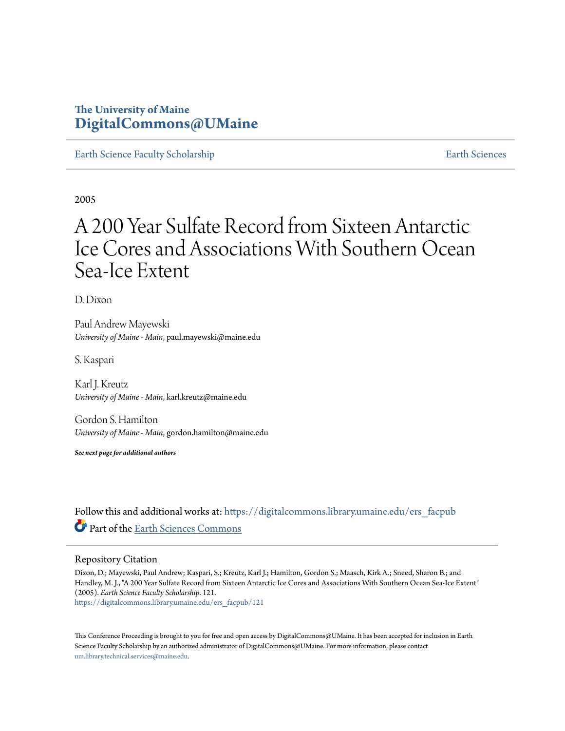The University of Maine
**DigitalCommons@UMaine**

Earth Science Faculty Scholarship | Earth Sciences

2005

# A 200 Year Sulfate Record from Sixteen Antarctic Ice Cores and Associations With Southern Ocean Sea-Ice Extent

D. Dixon

Paul Andrew Mayewski
*University of Maine - Main*, paul.mayewski@maine.edu

S. Kaspari

Karl J. Kreutz
*University of Maine - Main*, karl.kreutz@maine.edu

Gordon S. Hamilton
*University of Maine - Main*, gordon.hamilton@maine.edu

***See next page for additional authors***

Follow this and additional works at: https://digitalcommons.library.umaine.edu/ers_facpub

Part of the Earth Sciences Commons

## Repository Citation

Dixon, D.; Mayewski, Paul Andrew; Kaspari, S.; Kreutz, Karl J.; Hamilton, Gordon S.; Maasch, Kirk A.; Sneed, Sharon B.; and Handley, M. J., "A 200 Year Sulfate Record from Sixteen Antarctic Ice Cores and Associations With Southern Ocean Sea-Ice Extent" (2005). *Earth Science Faculty Scholarship*. 121.
https://digitalcommons.library.umaine.edu/ers_facpub/121

This Conference Proceeding is brought to you for free and open access by DigitalCommons@UMaine. It has been accepted for inclusion in Earth Science Faculty Scholarship by an authorized administrator of DigitalCommons@UMaine. For more information, please contact um.library.technical.services@maine.edu.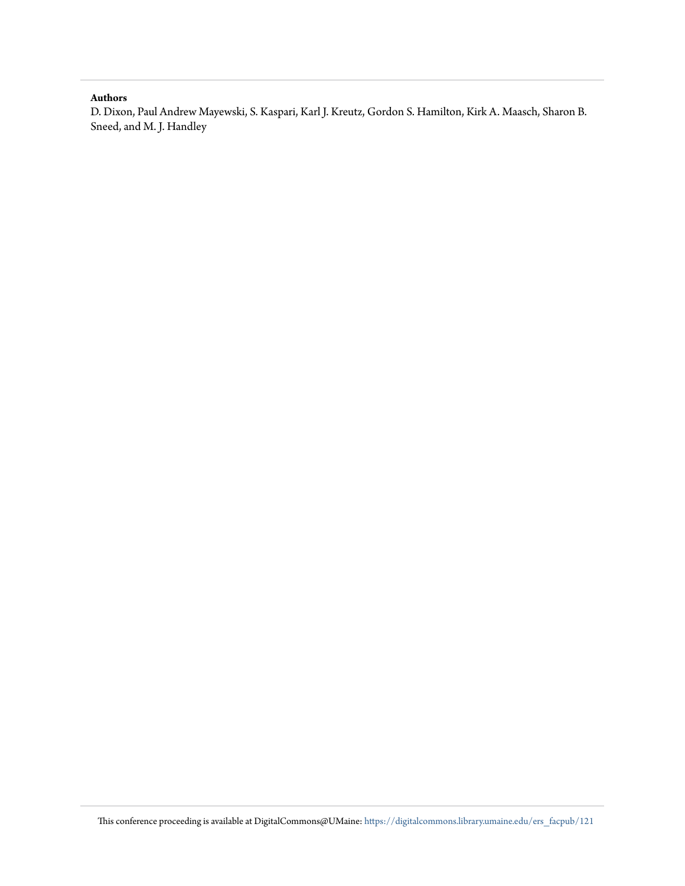**Authors**

D. Dixon, Paul Andrew Mayewski, S. Kaspari, Karl J. Kreutz, Gordon S. Hamilton, Kirk A. Maasch, Sharon B. Sneed, and M. J. Handley

This conference proceeding is available at DigitalCommons@UMaine: https://digitalcommons.library.umaine.edu/ers_facpub/121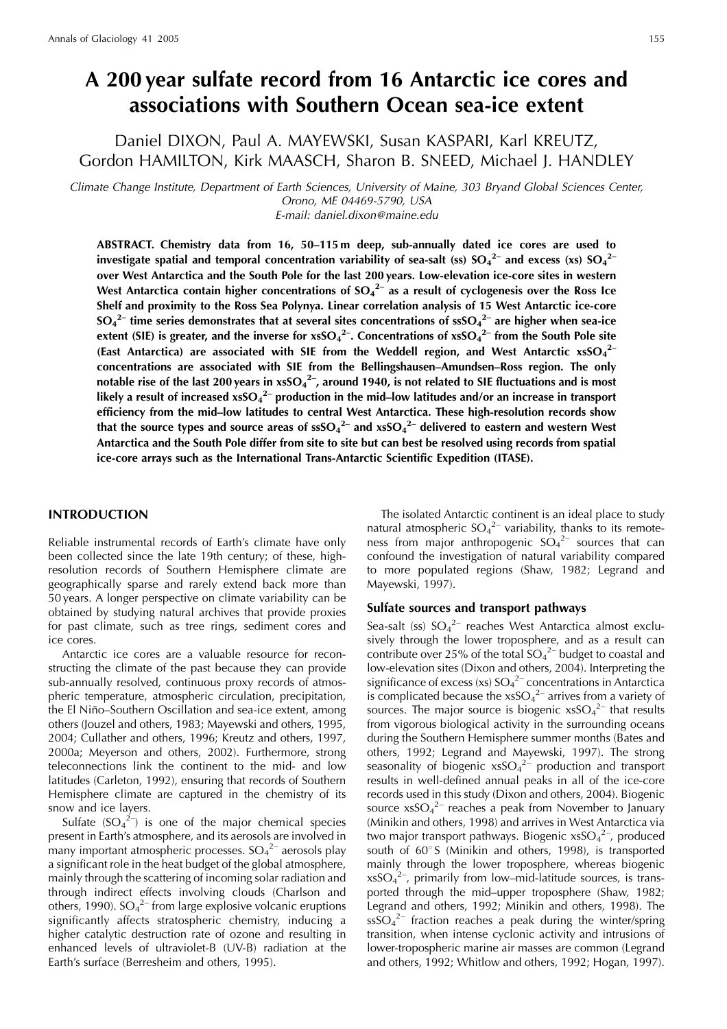# A 200 year sulfate record from 16 Antarctic ice cores and associations with Southern Ocean sea-ice extent

Daniel DIXON, Paul A. MAYEWSKI, Susan KASPARI, Karl KREUTZ, Gordon HAMILTON, Kirk MAASCH, Sharon B. SNEED, Michael J. HANDLEY

*Climate Change Institute, Department of Earth Sciences, University of Maine, 303 Bryand Global Sciences Center, Orono, ME 04469-5790, USA*
*E-mail: daniel.dixon@maine.edu*

**ABSTRACT. Chemistry data from 16, 50–115 m deep, sub-annually dated ice cores are used to investigate spatial and temporal concentration variability of sea-salt (ss) $SO_4^{2-}$ and excess (xs) $SO_4^{2-}$ over West Antarctica and the South Pole for the last 200 years. Low-elevation ice-core sites in western West Antarctica contain higher concentrations of $SO_4^{2-}$ as a result of cyclogenesis over the Ross Ice Shelf and proximity to the Ross Sea Polynya. Linear correlation analysis of 15 West Antarctic ice-core $SO_4^{2-}$ time series demonstrates that at several sites concentrations of ss$SO_4^{2-}$ are higher when sea-ice extent (SIE) is greater, and the inverse for xs$SO_4^{2-}$. Concentrations of xs$SO_4^{2-}$ from the South Pole site (East Antarctica) are associated with SIE from the Weddell region, and West Antarctic xs$SO_4^{2-}$ concentrations are associated with SIE from the Bellingshausen–Amundsen–Ross region. The only notable rise of the last 200 years in xs$SO_4^{2-}$, around 1940, is not related to SIE fluctuations and is most likely a result of increased xs$SO_4^{2-}$ production in the mid–low latitudes and/or an increase in transport efficiency from the mid–low latitudes to central West Antarctica. These high-resolution records show that the source types and source areas of ss$SO_4^{2-}$ and xs$SO_4^{2-}$ delivered to eastern and western West Antarctica and the South Pole differ from site to site but can best be resolved using records from spatial ice-core arrays such as the International Trans-Antarctic Scientific Expedition (ITASE).**

## INTRODUCTION

Reliable instrumental records of Earth's climate have only been collected since the late 19th century; of these, high-resolution records of Southern Hemisphere climate are geographically sparse and rarely extend back more than 50 years. A longer perspective on climate variability can be obtained by studying natural archives that provide proxies for past climate, such as tree rings, sediment cores and ice cores.

Antarctic ice cores are a valuable resource for reconstructing the climate of the past because they can provide sub-annually resolved, continuous proxy records of atmospheric temperature, atmospheric circulation, precipitation, the El Niño–Southern Oscillation and sea-ice extent, among others (Jouzel and others, 1983; Mayewski and others, 1995, 2004; Cullather and others, 1996; Kreutz and others, 1997, 2000a; Meyerson and others, 2002). Furthermore, strong teleconnections link the continent to the mid- and low latitudes (Carleton, 1992), ensuring that records of Southern Hemisphere climate are captured in the chemistry of its snow and ice layers.

Sulfate ($SO_4^{2-}$) is one of the major chemical species present in Earth's atmosphere, and its aerosols are involved in many important atmospheric processes. $SO_4^{2-}$ aerosols play a significant role in the heat budget of the global atmosphere, mainly through the scattering of incoming solar radiation and through indirect effects involving clouds (Charlson and others, 1990). $SO_4^{2-}$ from large explosive volcanic eruptions significantly affects stratospheric chemistry, inducing a higher catalytic destruction rate of ozone and resulting in enhanced levels of ultraviolet-B (UV-B) radiation at the Earth's surface (Berresheim and others, 1995).

The isolated Antarctic continent is an ideal place to study natural atmospheric $SO_4^{2-}$ variability, thanks to its remoteness from major anthropogenic $SO_4^{2-}$ sources that can confound the investigation of natural variability compared to more populated regions (Shaw, 1982; Legrand and Mayewski, 1997).

### Sulfate sources and transport pathways

Sea-salt (ss) $SO_4^{2-}$ reaches West Antarctica almost exclusively through the lower troposphere, and as a result can contribute over 25% of the total $SO_4^{2-}$ budget to coastal and low-elevation sites (Dixon and others, 2004). Interpreting the significance of excess (xs) $SO_4^{2-}$ concentrations in Antarctica is complicated because the xs$SO_4^{2-}$ arrives from a variety of sources. The major source is biogenic xs$SO_4^{2-}$ that results from vigorous biological activity in the surrounding oceans during the Southern Hemisphere summer months (Bates and others, 1992; Legrand and Mayewski, 1997). The strong seasonality of biogenic xs$SO_4^{2-}$ production and transport results in well-defined annual peaks in all of the ice-core records used in this study (Dixon and others, 2004). Biogenic source xs$SO_4^{2-}$ reaches a peak from November to January (Minikin and others, 1998) and arrives in West Antarctica via two major transport pathways. Biogenic xs$SO_4^{2-}$, produced south of 60° S (Minikin and others, 1998), is transported mainly through the lower troposphere, whereas biogenic xs$SO_4^{2-}$, primarily from low–mid-latitude sources, is transported through the mid–upper troposphere (Shaw, 1982; Legrand and others, 1992; Minikin and others, 1998). The ss$SO_4^{2-}$ fraction reaches a peak during the winter/spring transition, when intense cyclonic activity and intrusions of lower-tropospheric marine air masses are common (Legrand and others, 1992; Whitlow and others, 1992; Hogan, 1997).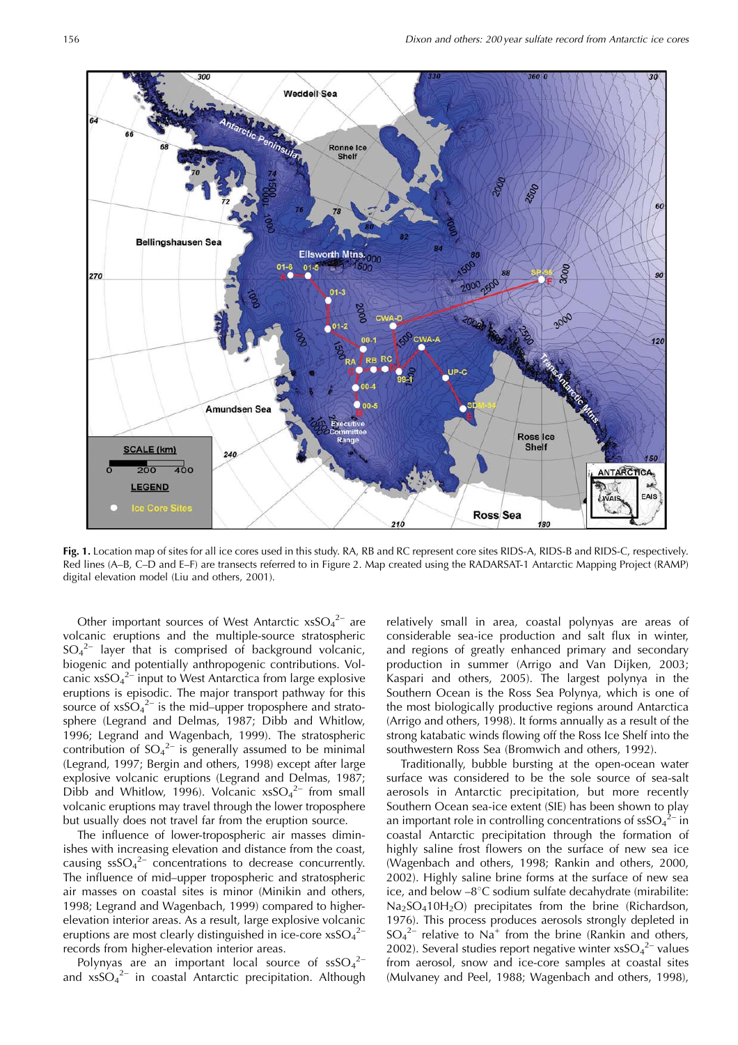**Fig. 1.** Location map of sites for all ice cores used in this study. RA, RB and RC represent core sites RIDS-A, RIDS-B and RIDS-C, respectively. Red lines (A–B, C–D and E–F) are transects referred to in Figure 2. Map created using the RADARSAT-1 Antarctic Mapping Project (RAMP) digital elevation model (Liu and others, 2001).

Other important sources of West Antarctic $xsSO_4^{2-}$ are volcanic eruptions and the multiple-source stratospheric $SO_4^{2-}$ layer that is comprised of background volcanic, biogenic and potentially anthropogenic contributions. Volcanic $xsSO_4^{2-}$ input to West Antarctica from large explosive eruptions is episodic. The major transport pathway for this source of $xsSO_4^{2-}$ is the mid–upper troposphere and stratosphere (Legrand and Delmas, 1987; Dibb and Whitlow, 1996; Legrand and Wagenbach, 1999). The stratospheric contribution of $SO_4^{2-}$ is generally assumed to be minimal (Legrand, 1997; Bergin and others, 1998) except after large explosive volcanic eruptions (Legrand and Delmas, 1987; Dibb and Whitlow, 1996). Volcanic $xsSO_4^{2-}$ from small volcanic eruptions may travel through the lower troposphere but usually does not travel far from the eruption source.

The influence of lower-tropospheric air masses diminishes with increasing elevation and distance from the coast, causing $ssSO_4^{2-}$ concentrations to decrease concurrently. The influence of mid–upper tropospheric and stratospheric air masses on coastal sites is minor (Minikin and others, 1998; Legrand and Wagenbach, 1999) compared to higher-elevation interior areas. As a result, large explosive volcanic eruptions are most clearly distinguished in ice-core $xsSO_4^{2-}$ records from higher-elevation interior areas.

Polynyas are an important local source of $ssSO_4^{2-}$ and $xsSO_4^{2-}$ in coastal Antarctic precipitation. Although relatively small in area, coastal polynyas are areas of considerable sea-ice production and salt flux in winter, and regions of greatly enhanced primary and secondary production in summer (Arrigo and Van Dijken, 2003; Kaspari and others, 2005). The largest polynya in the Southern Ocean is the Ross Sea Polynya, which is one of the most biologically productive regions around Antarctica (Arrigo and others, 1998). It forms annually as a result of the strong katabatic winds flowing off the Ross Ice Shelf into the southwestern Ross Sea (Bromwich and others, 1992).

Traditionally, bubble bursting at the open-ocean water surface was considered to be the sole source of sea-salt aerosols in Antarctic precipitation, but more recently Southern Ocean sea-ice extent (SIE) has been shown to play an important role in controlling concentrations of $ssSO_4^{2-}$ in coastal Antarctic precipitation through the formation of highly saline frost flowers on the surface of new sea ice (Wagenbach and others, 1998; Rankin and others, 2000, 2002). Highly saline brine forms at the surface of new sea ice, and below –8°C sodium sulfate decahydrate (mirabilite: $Na_2SO_4 10H_2O$) precipitates from the brine (Richardson, 1976). This process produces aerosols strongly depleted in $SO_4^{2-}$ relative to $Na^+$ from the brine (Rankin and others, 2002). Several studies report negative winter $xsSO_4^{2-}$ values from aerosol, snow and ice-core samples at coastal sites (Mulvaney and Peel, 1988; Wagenbach and others, 1998),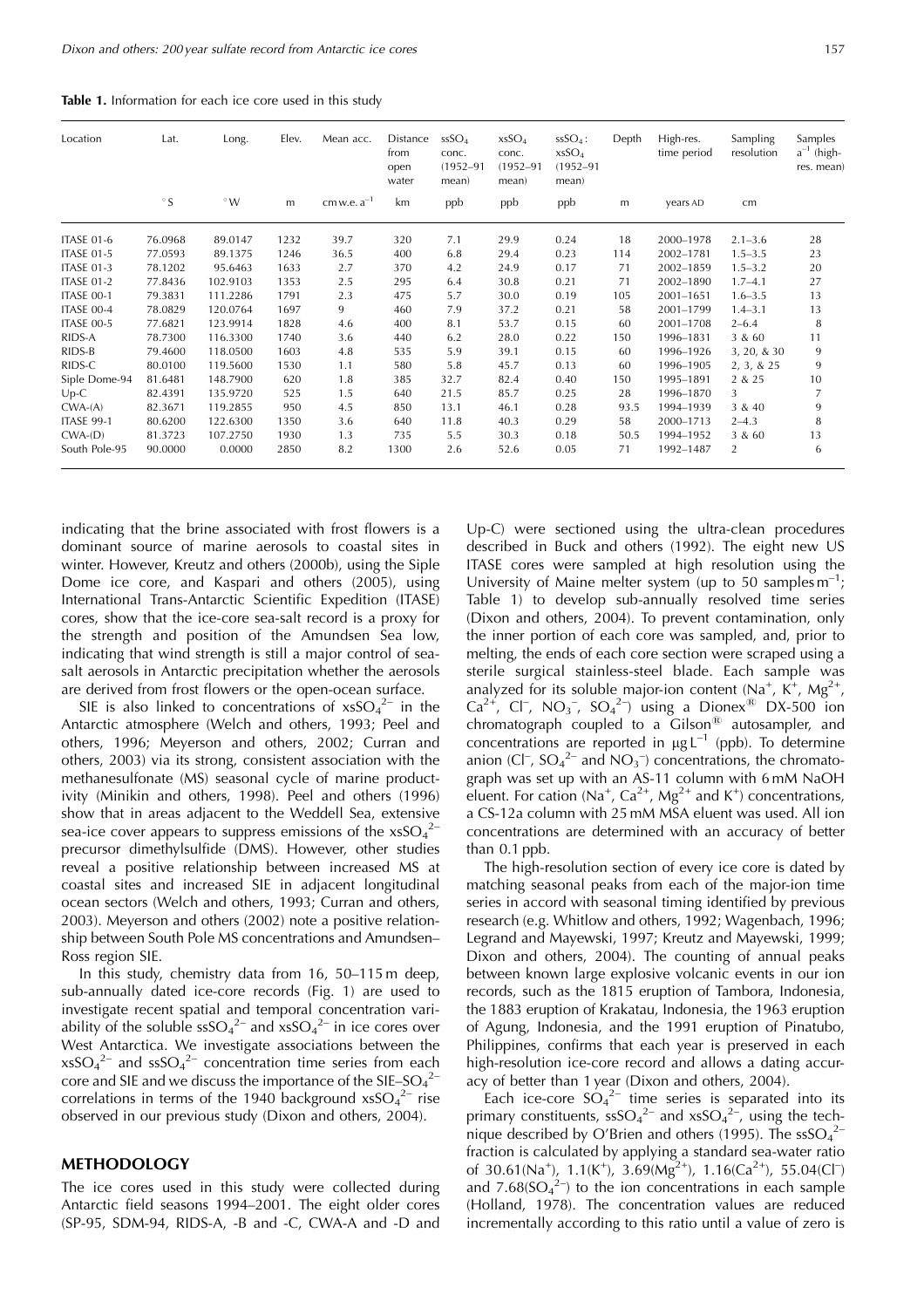**Table 1.** Information for each ice core used in this study

| Location | Lat. | Long. | Elev. | Mean acc. | Distance from open water | $ssSO_4$ conc. (1952–91 mean) | $xsSO_4$ conc. (1952–91 mean) | $ssSO_4$ : $xsSO_4$ (1952–91 mean) | Depth | High-res. time period | Sampling resolution | Samples $a^{-1}$ (high-res. mean) |
|---|---|---|---|---|---|---|---|---|---|---|---|---|
| | °S | °W | m | cm w.e. $a^{-1}$ | km | ppb | ppb | ppb | m | years AD | cm | |
| ITASE 01-6 | 76.0968 | 89.0147 | 1232 | 39.7 | 320 | 7.1 | 29.9 | 0.24 | 18 | 2000–1978 | 2.1–3.6 | 28 |
| ITASE 01-5 | 77.0593 | 89.1375 | 1246 | 36.5 | 400 | 6.8 | 29.4 | 0.23 | 114 | 2002–1781 | 1.5–3.5 | 23 |
| ITASE 01-3 | 78.1202 | 95.6463 | 1633 | 2.7 | 370 | 4.2 | 24.9 | 0.17 | 71 | 2002–1859 | 1.5–3.2 | 20 |
| ITASE 01-2 | 77.8436 | 102.9103 | 1353 | 2.5 | 295 | 6.4 | 30.8 | 0.21 | 71 | 2002–1890 | 1.7–4.1 | 27 |
| ITASE 00-1 | 79.3831 | 111.2286 | 1791 | 2.3 | 475 | 5.7 | 30.0 | 0.19 | 105 | 2001–1651 | 1.6–3.5 | 13 |
| ITASE 00-4 | 78.0829 | 120.0764 | 1697 | 9 | 460 | 7.9 | 37.2 | 0.21 | 58 | 2001–1799 | 1.4–3.1 | 13 |
| ITASE 00-5 | 77.6821 | 123.9914 | 1828 | 4.6 | 400 | 8.1 | 53.7 | 0.15 | 60 | 2001–1708 | 2–6.4 | 8 |
| RIDS-A | 78.7300 | 116.3300 | 1740 | 3.6 | 440 | 6.2 | 28.0 | 0.22 | 150 | 1996–1831 | 3 & 60 | 11 |
| RIDS-B | 79.4600 | 118.0500 | 1603 | 4.8 | 535 | 5.9 | 39.1 | 0.15 | 60 | 1996–1926 | 3, 20, & 30 | 9 |
| RIDS-C | 80.0100 | 119.5600 | 1530 | 1.1 | 580 | 5.8 | 45.7 | 0.13 | 60 | 1996–1905 | 2, 3, & 25 | 9 |
| Siple Dome-94 | 81.6481 | 148.7900 | 620 | 1.8 | 385 | 32.7 | 82.4 | 0.40 | 150 | 1995–1891 | 2 & 25 | 10 |
| Up-C | 82.4391 | 135.9720 | 525 | 1.5 | 640 | 21.5 | 85.7 | 0.25 | 28 | 1996–1870 | 3 | 7 |
| CWA-(A) | 82.3671 | 119.2855 | 950 | 4.5 | 850 | 13.1 | 46.1 | 0.28 | 93.5 | 1994–1939 | 3 & 40 | 9 |
| ITASE 99-1 | 80.6200 | 122.6300 | 1350 | 3.6 | 640 | 11.8 | 40.3 | 0.29 | 58 | 2000–1713 | 2–4.3 | 8 |
| CWA-(D) | 81.3723 | 107.2750 | 1930 | 1.3 | 735 | 5.5 | 30.3 | 0.18 | 50.5 | 1994–1952 | 3 & 60 | 13 |
| South Pole-95 | 90.0000 | 0.0000 | 2850 | 8.2 | 1300 | 2.6 | 52.6 | 0.05 | 71 | 1992–1487 | 2 | 6 |

indicating that the brine associated with frost flowers is a dominant source of marine aerosols to coastal sites in winter. However, Kreutz and others (2000b), using the Siple Dome ice core, and Kaspari and others (2005), using International Trans-Antarctic Scientific Expedition (ITASE) cores, show that the ice-core sea-salt record is a proxy for the strength and position of the Amundsen Sea low, indicating that wind strength is still a major control of sea-salt aerosols in Antarctic precipitation whether the aerosols are derived from frost flowers or the open-ocean surface.

SIE is also linked to concentrations of $xsSO_4^{2-}$ in the Antarctic atmosphere (Welch and others, 1993; Peel and others, 1996; Meyerson and others, 2002; Curran and others, 2003) via its strong, consistent association with the methanesulfonate (MS) seasonal cycle of marine productivity (Minikin and others, 1998). Peel and others (1996) show that in areas adjacent to the Weddell Sea, extensive sea-ice cover appears to suppress emissions of the $xsSO_4^{2-}$ precursor dimethylsulfide (DMS). However, other studies reveal a positive relationship between increased MS at coastal sites and increased SIE in adjacent longitudinal ocean sectors (Welch and others, 1993; Curran and others, 2003). Meyerson and others (2002) note a positive relationship between South Pole MS concentrations and Amundsen–Ross region SIE.

In this study, chemistry data from 16, 50–115 m deep, sub-annually dated ice-core records (Fig. 1) are used to investigate recent spatial and temporal concentration variability of the soluble $ssSO_4^{2-}$ and $xsSO_4^{2-}$ in ice cores over West Antarctica. We investigate associations between the $xsSO_4^{2-}$ and $ssSO_4^{2-}$ concentration time series from each core and SIE and we discuss the importance of the SIE–$SO_4^{2-}$ correlations in terms of the 1940 background $xsSO_4^{2-}$ rise observed in our previous study (Dixon and others, 2004).

## METHODOLOGY

The ice cores used in this study were collected during Antarctic field seasons 1994–2001. The eight older cores (SP-95, SDM-94, RIDS-A, -B and -C, CWA-A and -D and Up-C) were sectioned using the ultra-clean procedures described in Buck and others (1992). The eight new US ITASE cores were sampled at high resolution using the University of Maine melter system (up to 50 samples $m^{-1}$; Table 1) to develop sub-annually resolved time series (Dixon and others, 2004). To prevent contamination, only the inner portion of each core was sampled, and, prior to melting, the ends of each core section were scraped using a sterile surgical stainless-steel blade. Each sample was analyzed for its soluble major-ion content ($Na^+$, $K^+$, $Mg^{2+}$, $Ca^{2+}$, $Cl^-$, $NO_3^-$, $SO_4^{2-}$) using a Dionex® DX-500 ion chromatograph coupled to a Gilson® autosampler, and concentrations are reported in $\mu g\,L^{-1}$ (ppb). To determine anion ($Cl^-$, $SO_4^{2-}$ and $NO_3^-$) concentrations, the chromatograph was set up with an AS-11 column with 6 mM NaOH eluent. For cation ($Na^+$, $Ca^{2+}$, $Mg^{2+}$ and $K^+$) concentrations, a CS-12a column with 25 mM MSA eluent was used. All ion concentrations are determined with an accuracy of better than 0.1 ppb.

The high-resolution section of every ice core is dated by matching seasonal peaks from each of the major-ion time series in accord with seasonal timing identified by previous research (e.g. Whitlow and others, 1992; Wagenbach, 1996; Legrand and Mayewski, 1997; Kreutz and Mayewski, 1999; Dixon and others, 2004). The counting of annual peaks between known large explosive volcanic events in our ion records, such as the 1815 eruption of Tambora, Indonesia, the 1883 eruption of Krakatau, Indonesia, the 1963 eruption of Agung, Indonesia, and the 1991 eruption of Pinatubo, Philippines, confirms that each year is preserved in each high-resolution ice-core record and allows a dating accuracy of better than 1 year (Dixon and others, 2004).

Each ice-core $SO_4^{2-}$ time series is separated into its primary constituents, $ssSO_4^{2-}$ and $xsSO_4^{2-}$, using the technique described by O'Brien and others (1995). The $ssSO_4^{2-}$ fraction is calculated by applying a standard sea-water ratio of 30.61($Na^+$), 1.1($K^+$), 3.69($Mg^{2+}$), 1.16($Ca^{2+}$), 55.04($Cl^-$) and 7.68($SO_4^{2-}$) to the ion concentrations in each sample (Holland, 1978). The concentration values are reduced incrementally according to this ratio until a value of zero is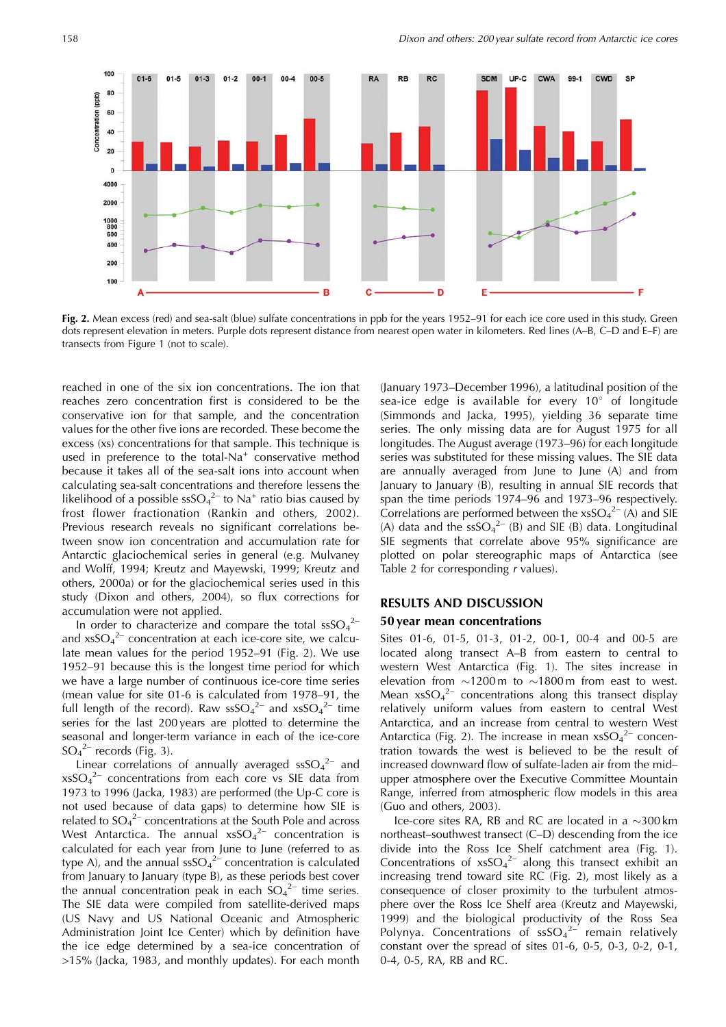Fig. 2. Mean excess (red) and sea-salt (blue) sulfate concentrations in ppb for the years 1952–91 for each ice core used in this study. Green dots represent elevation in meters. Purple dots represent distance from nearest open water in kilometers. Red lines (A–B, C–D and E–F) are transects from Figure 1 (not to scale).

reached in one of the six ion concentrations. The ion that reaches zero concentration first is considered to be the conservative ion for that sample, and the concentration values for the other five ions are recorded. These become the excess (xs) concentrations for that sample. This technique is used in preference to the total-$Na^+$ conservative method because it takes all of the sea-salt ions into account when calculating sea-salt concentrations and therefore lessens the likelihood of a possible $ssSO_4^{2-}$ to $Na^+$ ratio bias caused by frost flower fractionation (Rankin and others, 2002). Previous research reveals no significant correlations between snow ion concentration and accumulation rate for Antarctic glaciochemical series in general (e.g. Mulvaney and Wolff, 1994; Kreutz and Mayewski, 1999; Kreutz and others, 2000a) or for the glaciochemical series used in this study (Dixon and others, 2004), so flux corrections for accumulation were not applied.

In order to characterize and compare the total $ssSO_4^{2-}$ and $xsSO_4^{2-}$ concentration at each ice-core site, we calculate mean values for the period 1952–91 (Fig. 2). We use 1952–91 because this is the longest time period for which we have a large number of continuous ice-core time series (mean value for site 01-6 is calculated from 1978–91, the full length of the record). Raw $ssSO_4^{2-}$ and $xsSO_4^{2-}$ time series for the last 200 years are plotted to determine the seasonal and longer-term variance in each of the ice-core $SO_4^{2-}$ records (Fig. 3).

Linear correlations of annually averaged $ssSO_4^{2-}$ and $xsSO_4^{2-}$ concentrations from each core vs SIE data from 1973 to 1996 (Jacka, 1983) are performed (the Up-C core is not used because of data gaps) to determine how SIE is related to $SO_4^{2-}$ concentrations at the South Pole and across West Antarctica. The annual $xsSO_4^{2-}$ concentration is calculated for each year from June to June (referred to as type A), and the annual $ssSO_4^{2-}$ concentration is calculated from January to January (type B), as these periods best cover the annual concentration peak in each $SO_4^{2-}$ time series. The SIE data were compiled from satellite-derived maps (US Navy and US National Oceanic and Atmospheric Administration Joint Ice Center) which by definition have the ice edge determined by a sea-ice concentration of >15% (Jacka, 1983, and monthly updates). For each month (January 1973–December 1996), a latitudinal position of the sea-ice edge is available for every 10° of longitude (Simmonds and Jacka, 1995), yielding 36 separate time series. The only missing data are for August 1975 for all longitudes. The August average (1973–96) for each longitude series was substituted for these missing values. The SIE data are annually averaged from June to June (A) and from January to January (B), resulting in annual SIE records that span the time periods 1974–96 and 1973–96 respectively. Correlations are performed between the $xsSO_4^{2-}$ (A) and SIE (A) data and the $ssSO_4^{2-}$ (B) and SIE (B) data. Longitudinal SIE segments that correlate above 95% significance are plotted on polar stereographic maps of Antarctica (see Table 2 for corresponding $r$ values).

## RESULTS AND DISCUSSION

### 50 year mean concentrations

Sites 01-6, 01-5, 01-3, 01-2, 00-1, 00-4 and 00-5 are located along transect A–B from eastern to central to western West Antarctica (Fig. 1). The sites increase in elevation from ~1200 m to ~1800 m from east to west. Mean $xsSO_4^{2-}$ concentrations along this transect display relatively uniform values from eastern to central West Antarctica, and an increase from central to western West Antarctica (Fig. 2). The increase in mean $xsSO_4^{2-}$ concentration towards the west is believed to be the result of increased downward flow of sulfate-laden air from the mid–upper atmosphere over the Executive Committee Mountain Range, inferred from atmospheric flow models in this area (Guo and others, 2003).

Ice-core sites RA, RB and RC are located in a ~300 km northeast–southwest transect (C–D) descending from the ice divide into the Ross Ice Shelf catchment area (Fig. 1). Concentrations of $xsSO_4^{2-}$ along this transect exhibit an increasing trend toward site RC (Fig. 2), most likely as a consequence of closer proximity to the turbulent atmosphere over the Ross Ice Shelf area (Kreutz and Mayewski, 1999) and the biological productivity of the Ross Sea Polynya. Concentrations of $ssSO_4^{2-}$ remain relatively constant over the spread of sites 01-6, 0-5, 0-3, 0-2, 0-1, 0-4, 0-5, RA, RB and RC.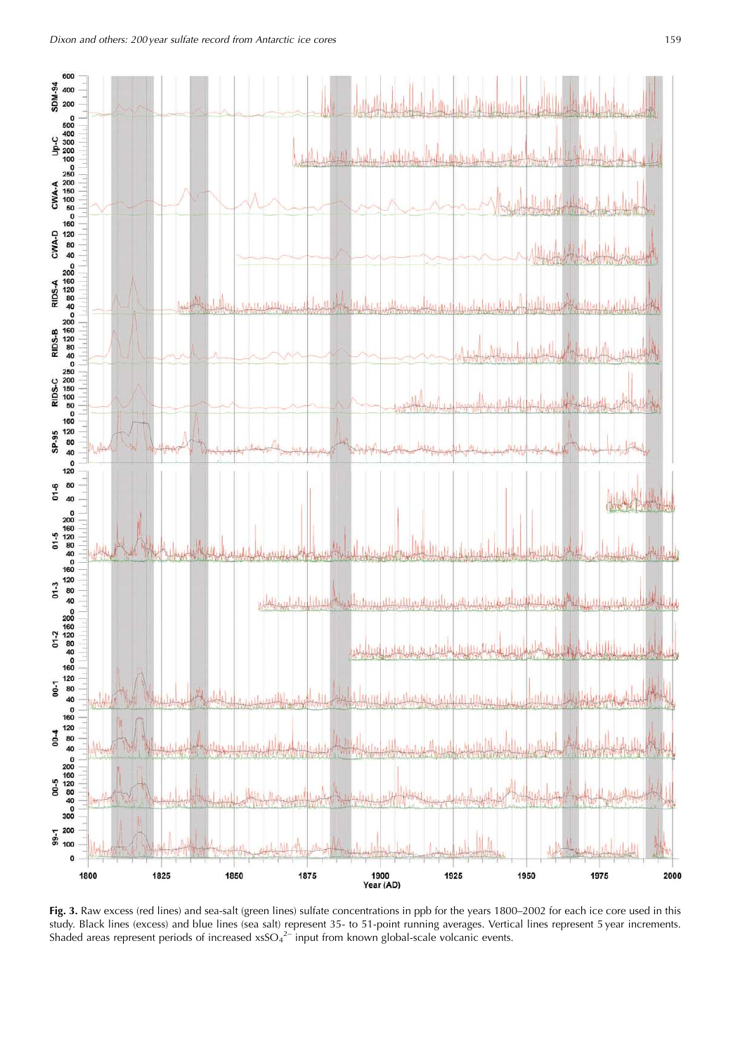**Fig. 3.** Raw excess (red lines) and sea-salt (green lines) sulfate concentrations in ppb for the years 1800–2002 for each ice core used in this study. Black lines (excess) and blue lines (sea salt) represent 35- to 51-point running averages. Vertical lines represent 5 year increments. Shaded areas represent periods of increased $xsSO_4^{2-}$ input from known global-scale volcanic events.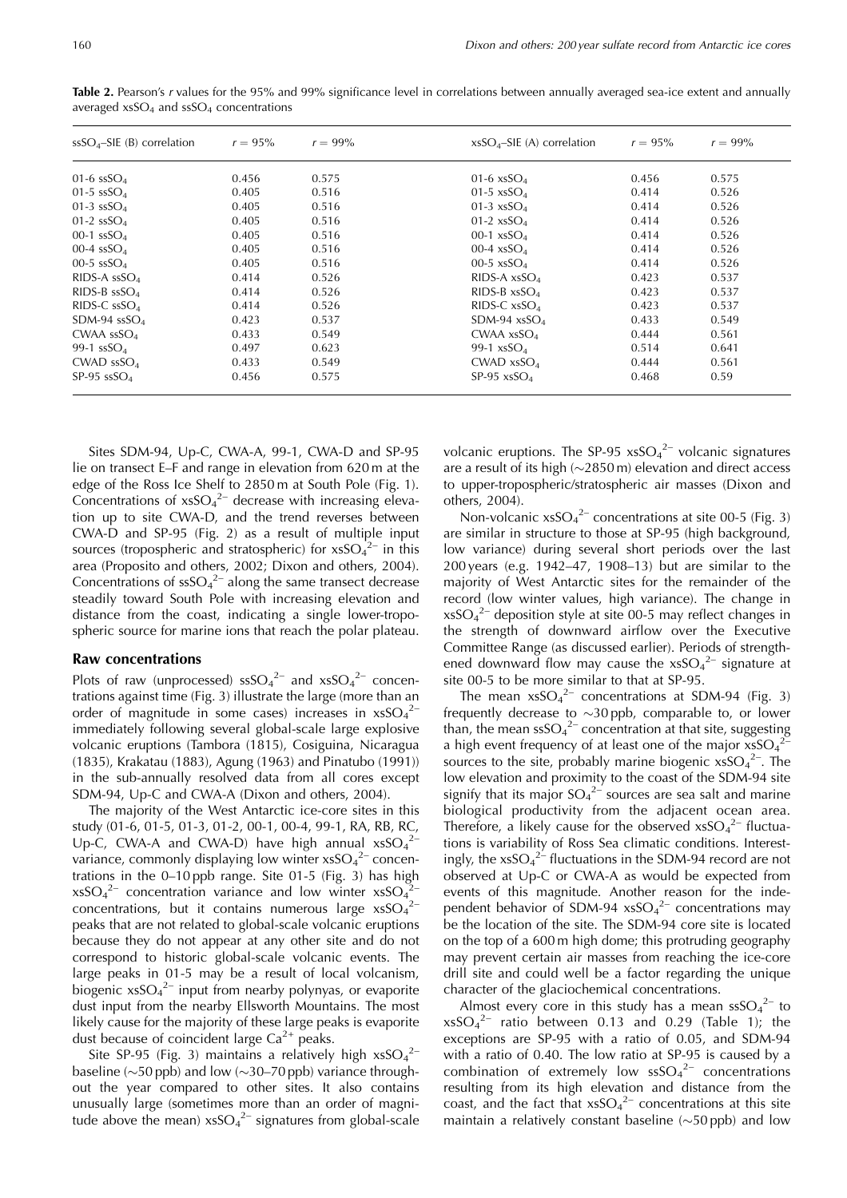**Table 2.** Pearson's *r* values for the 95% and 99% significance level in correlations between annually averaged sea-ice extent and annually averaged $xsSO_4$ and $ssSO_4$ concentrations

| $ssSO_4$–SIE (B) correlation | $r = 95\%$ | $r = 99\%$ | $xsSO_4$–SIE (A) correlation | $r = 95\%$ | $r = 99\%$ |
|---|---|---|---|---|---|
| 01-6 $ssSO_4$ | 0.456 | 0.575 | 01-6 $xsSO_4$ | 0.456 | 0.575 |
| 01-5 $ssSO_4$ | 0.405 | 0.516 | 01-5 $xsSO_4$ | 0.414 | 0.526 |
| 01-3 $ssSO_4$ | 0.405 | 0.516 | 01-3 $xsSO_4$ | 0.414 | 0.526 |
| 01-2 $ssSO_4$ | 0.405 | 0.516 | 01-2 $xsSO_4$ | 0.414 | 0.526 |
| 00-1 $ssSO_4$ | 0.405 | 0.516 | 00-1 $xsSO_4$ | 0.414 | 0.526 |
| 00-4 $ssSO_4$ | 0.405 | 0.516 | 00-4 $xsSO_4$ | 0.414 | 0.526 |
| 00-5 $ssSO_4$ | 0.405 | 0.516 | 00-5 $xsSO_4$ | 0.414 | 0.526 |
| RIDS-A $ssSO_4$ | 0.414 | 0.526 | RIDS-A $xsSO_4$ | 0.423 | 0.537 |
| RIDS-B $ssSO_4$ | 0.414 | 0.526 | RIDS-B $xsSO_4$ | 0.423 | 0.537 |
| RIDS-C $ssSO_4$ | 0.414 | 0.526 | RIDS-C $xsSO_4$ | 0.423 | 0.537 |
| SDM-94 $ssSO_4$ | 0.423 | 0.537 | SDM-94 $xsSO_4$ | 0.433 | 0.549 |
| CWAA $ssSO_4$ | 0.433 | 0.549 | CWAA $xsSO_4$ | 0.444 | 0.561 |
| 99-1 $ssSO_4$ | 0.497 | 0.623 | 99-1 $xsSO_4$ | 0.514 | 0.641 |
| CWAD $ssSO_4$ | 0.433 | 0.549 | CWAD $xsSO_4$ | 0.444 | 0.561 |
| SP-95 $ssSO_4$ | 0.456 | 0.575 | SP-95 $xsSO_4$ | 0.468 | 0.59 |

Sites SDM-94, Up-C, CWA-A, 99-1, CWA-D and SP-95 lie on transect E–F and range in elevation from 620 m at the edge of the Ross Ice Shelf to 2850 m at South Pole (Fig. 1). Concentrations of $xsSO_4^{2-}$ decrease with increasing elevation up to site CWA-D, and the trend reverses between CWA-D and SP-95 (Fig. 2) as a result of multiple input sources (tropospheric and stratospheric) for $xsSO_4^{2-}$ in this area (Proposito and others, 2002; Dixon and others, 2004). Concentrations of $ssSO_4^{2-}$ along the same transect decrease steadily toward South Pole with increasing elevation and distance from the coast, indicating a single lower-tropospheric source for marine ions that reach the polar plateau.

## Raw concentrations

Plots of raw (unprocessed) $ssSO_4^{2-}$ and $xsSO_4^{2-}$ concentrations against time (Fig. 3) illustrate the large (more than an order of magnitude in some cases) increases in $xsSO_4^{2-}$ immediately following several global-scale large explosive volcanic eruptions (Tambora (1815), Cosiguina, Nicaragua (1835), Krakatau (1883), Agung (1963) and Pinatubo (1991)) in the sub-annually resolved data from all cores except SDM-94, Up-C and CWA-A (Dixon and others, 2004).

The majority of the West Antarctic ice-core sites in this study (01-6, 01-5, 01-3, 01-2, 00-1, 00-4, 99-1, RA, RB, RC, Up-C, CWA-A and CWA-D) have high annual $xsSO_4^{2-}$ variance, commonly displaying low winter $xsSO_4^{2-}$ concentrations in the 0–10 ppb range. Site 01-5 (Fig. 3) has high $xsSO_4^{2-}$ concentration variance and low winter $xsSO_4^{2-}$ concentrations, but it contains numerous large $xsSO_4^{2-}$ peaks that are not related to global-scale volcanic eruptions because they do not appear at any other site and do not correspond to historic global-scale volcanic events. The large peaks in 01-5 may be a result of local volcanism, biogenic $xsSO_4^{2-}$ input from nearby polynyas, or evaporite dust input from the nearby Ellsworth Mountains. The most likely cause for the majority of these large peaks is evaporite dust because of coincident large $Ca^{2+}$ peaks.

Site SP-95 (Fig. 3) maintains a relatively high $xsSO_4^{2-}$ baseline (~50 ppb) and low (~30–70 ppb) variance throughout the year compared to other sites. It also contains unusually large (sometimes more than an order of magnitude above the mean) $xsSO_4^{2-}$ signatures from global-scale volcanic eruptions. The SP-95 $xsSO_4^{2-}$ volcanic signatures are a result of its high (~2850 m) elevation and direct access to upper-tropospheric/stratospheric air masses (Dixon and others, 2004).

Non-volcanic $xsSO_4^{2-}$ concentrations at site 00-5 (Fig. 3) are similar in structure to those at SP-95 (high background, low variance) during several short periods over the last 200 years (e.g. 1942–47, 1908–13) but are similar to the majority of West Antarctic sites for the remainder of the record (low winter values, high variance). The change in $xsSO_4^{2-}$ deposition style at site 00-5 may reflect changes in the strength of downward airflow over the Executive Committee Range (as discussed earlier). Periods of strengthened downward flow may cause the $xsSO_4^{2-}$ signature at site 00-5 to be more similar to that at SP-95.

The mean $xsSO_4^{2-}$ concentrations at SDM-94 (Fig. 3) frequently decrease to ~30 ppb, comparable to, or lower than, the mean $ssSO_4^{2-}$ concentration at that site, suggesting a high event frequency of at least one of the major $xsSO_4^{2-}$ sources to the site, probably marine biogenic $xsSO_4^{2-}$. The low elevation and proximity to the coast of the SDM-94 site signify that its major $SO_4^{2-}$ sources are sea salt and marine biological productivity from the adjacent ocean area. Therefore, a likely cause for the observed $xsSO_4^{2-}$ fluctuations is variability of Ross Sea climatic conditions. Interestingly, the $xsSO_4^{2-}$ fluctuations in the SDM-94 record are not observed at Up-C or CWA-A as would be expected from events of this magnitude. Another reason for the independent behavior of SDM-94 $xsSO_4^{2-}$ concentrations may be the location of the site. The SDM-94 core site is located on the top of a 600 m high dome; this protruding geography may prevent certain air masses from reaching the ice-core drill site and could well be a factor regarding the unique character of the glaciochemical concentrations.

Almost every core in this study has a mean $ssSO_4^{2-}$ to $xsSO_4^{2-}$ ratio between 0.13 and 0.29 (Table 1); the exceptions are SP-95 with a ratio of 0.05, and SDM-94 with a ratio of 0.40. The low ratio at SP-95 is caused by a combination of extremely low $ssSO_4^{2-}$ concentrations resulting from its high elevation and distance from the coast, and the fact that $xsSO_4^{2-}$ concentrations at this site maintain a relatively constant baseline (~50 ppb) and low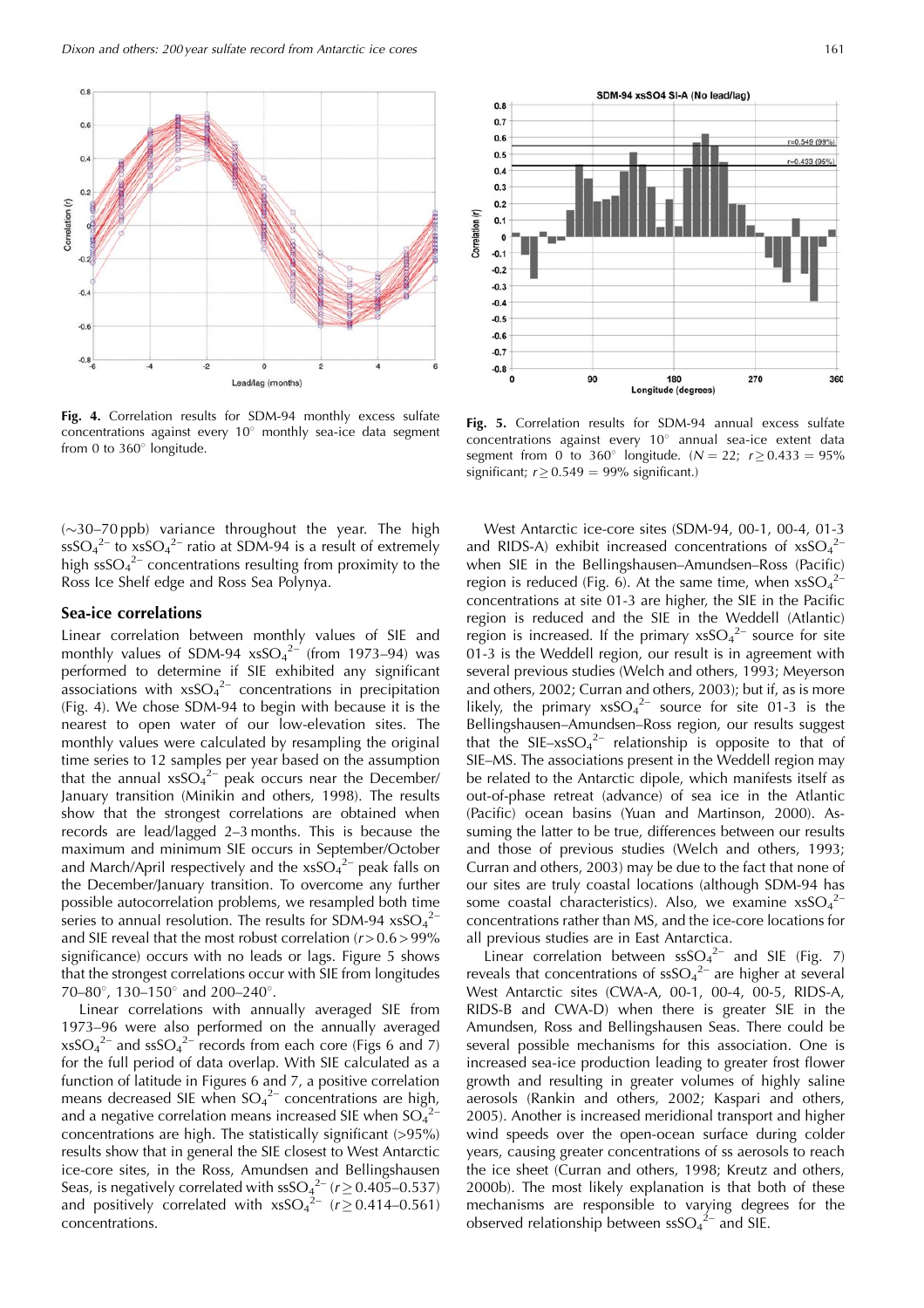Fig. 4. Correlation results for SDM-94 monthly excess sulfate concentrations against every 10° monthly sea-ice data segment from 0 to 360° longitude.

Fig. 5. Correlation results for SDM-94 annual excess sulfate concentrations against every 10° annual sea-ice extent data segment from 0 to 360° longitude. ($N = 22$; $r \geq 0.433 = 95\%$ significant; $r \geq 0.549 = 99\%$ significant.)

(~30–70 ppb) variance throughout the year. The high $ssSO_4^{2-}$ to $xsSO_4^{2-}$ ratio at SDM-94 is a result of extremely high $ssSO_4^{2-}$ concentrations resulting from proximity to the Ross Ice Shelf edge and Ross Sea Polynya.

## Sea-ice correlations

Linear correlation between monthly values of SIE and monthly values of SDM-94 $xsSO_4^{2-}$ (from 1973–94) was performed to determine if SIE exhibited any significant associations with $xsSO_4^{2-}$ concentrations in precipitation (Fig. 4). We chose SDM-94 to begin with because it is the nearest to open water of our low-elevation sites. The monthly values were calculated by resampling the original time series to 12 samples per year based on the assumption that the annual $xsSO_4^{2-}$ peak occurs near the December/January transition (Minikin and others, 1998). The results show that the strongest correlations are obtained when records are lead/lagged 2–3 months. This is because the maximum and minimum SIE occurs in September/October and March/April respectively and the $xsSO_4^{2-}$ peak falls on the December/January transition. To overcome any further possible autocorrelation problems, we resampled both time series to annual resolution. The results for SDM-94 $xsSO_4^{2-}$ and SIE reveal that the most robust correlation ($r > 0.6 > 99\%$ significance) occurs with no leads or lags. Figure 5 shows that the strongest correlations occur with SIE from longitudes 70–80°, 130–150° and 200–240°.

Linear correlations with annually averaged SIE from 1973–96 were also performed on the annually averaged $xsSO_4^{2-}$ and $ssSO_4^{2-}$ records from each core (Figs 6 and 7) for the full period of data overlap. With SIE calculated as a function of latitude in Figures 6 and 7, a positive correlation means decreased SIE when $SO_4^{2-}$ concentrations are high, and a negative correlation means increased SIE when $SO_4^{2-}$ concentrations are high. The statistically significant (>95%) results show that in general the SIE closest to West Antarctic ice-core sites, in the Ross, Amundsen and Bellingshausen Seas, is negatively correlated with $ssSO_4^{2-}$ ($r \geq 0.405$–$0.537$) and positively correlated with $xsSO_4^{2-}$ ($r \geq 0.414$–$0.561$) concentrations.

West Antarctic ice-core sites (SDM-94, 00-1, 00-4, 01-3 and RIDS-A) exhibit increased concentrations of $xsSO_4^{2-}$ when SIE in the Bellingshausen–Amundsen–Ross (Pacific) region is reduced (Fig. 6). At the same time, when $xsSO_4^{2-}$ concentrations at site 01-3 are higher, the SIE in the Pacific region is reduced and the SIE in the Weddell (Atlantic) region is increased. If the primary $xsSO_4^{2-}$ source for site 01-3 is the Weddell region, our result is in agreement with several previous studies (Welch and others, 1993; Meyerson and others, 2002; Curran and others, 2003); but if, as is more likely, the primary $xsSO_4^{2-}$ source for site 01-3 is the Bellingshausen–Amundsen–Ross region, our results suggest that the SIE–$xsSO_4^{2-}$ relationship is opposite to that of SIE–MS. The associations present in the Weddell region may be related to the Antarctic dipole, which manifests itself as out-of-phase retreat (advance) of sea ice in the Atlantic (Pacific) ocean basins (Yuan and Martinson, 2000). Assuming the latter to be true, differences between our results and those of previous studies (Welch and others, 1993; Curran and others, 2003) may be due to the fact that none of our sites are truly coastal locations (although SDM-94 has some coastal characteristics). Also, we examine $xsSO_4^{2-}$ concentrations rather than MS, and the ice-core locations for all previous studies are in East Antarctica.

Linear correlation between $ssSO_4^{2-}$ and SIE (Fig. 7) reveals that concentrations of $ssSO_4^{2-}$ are higher at several West Antarctic sites (CWA-A, 00-1, 00-4, 00-5, RIDS-A, RIDS-B and CWA-D) when there is greater SIE in the Amundsen, Ross and Bellingshausen Seas. There could be several possible mechanisms for this association. One is increased sea-ice production leading to greater frost flower growth and resulting in greater volumes of highly saline aerosols (Rankin and others, 2002; Kaspari and others, 2005). Another is increased meridional transport and higher wind speeds over the open-ocean surface during colder years, causing greater concentrations of ss aerosols to reach the ice sheet (Curran and others, 1998; Kreutz and others, 2000b). The most likely explanation is that both of these mechanisms are responsible to varying degrees for the observed relationship between $ssSO_4^{2-}$ and SIE.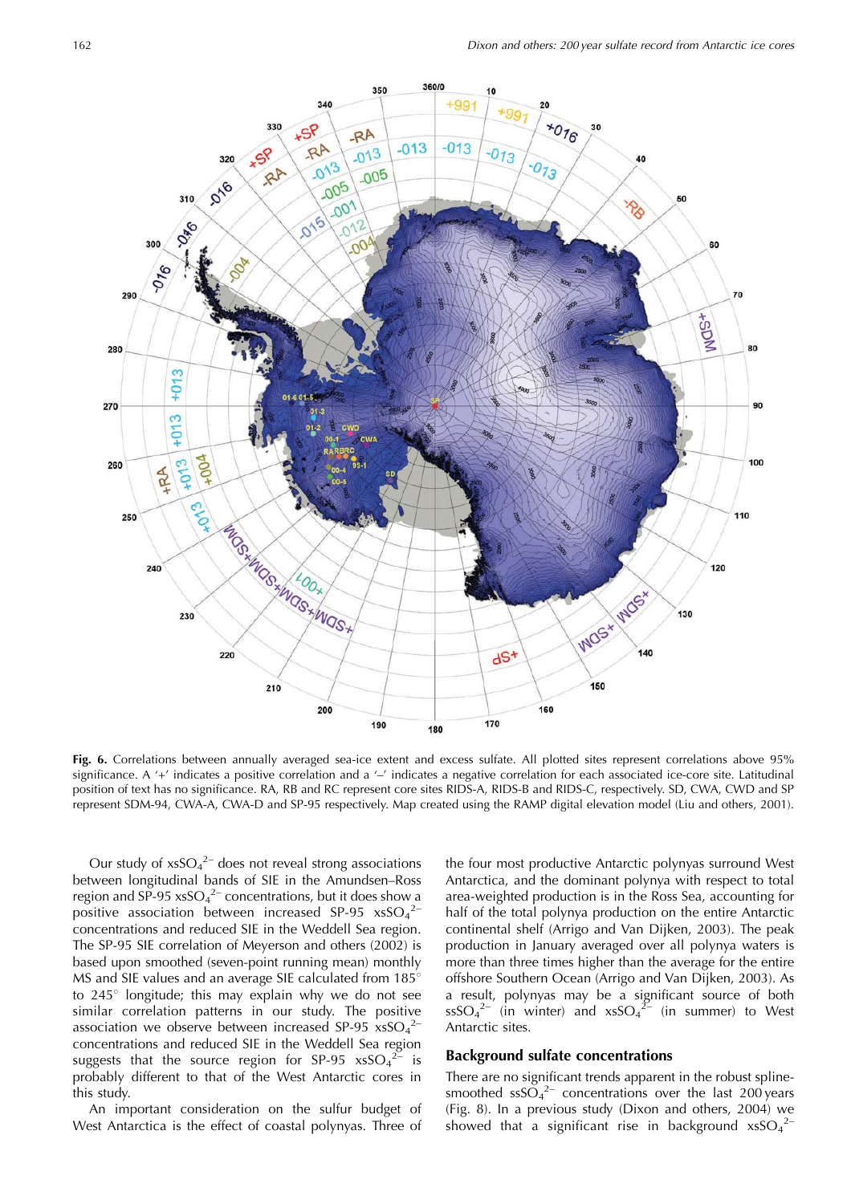**Fig. 6.** Correlations between annually averaged sea-ice extent and excess sulfate. All plotted sites represent correlations above 95% significance. A '+' indicates a positive correlation and a '–' indicates a negative correlation for each associated ice-core site. Latitudinal position of text has no significance. RA, RB and RC represent core sites RIDS-A, RIDS-B and RIDS-C, respectively. SD, CWA, CWD and SP represent SDM-94, CWA-A, CWA-D and SP-95 respectively. Map created using the RAMP digital elevation model (Liu and others, 2001).

Our study of $xsSO_4^{2-}$ does not reveal strong associations between longitudinal bands of SIE in the Amundsen–Ross region and SP-95 $xsSO_4^{2-}$ concentrations, but it does show a positive association between increased SP-95 $xsSO_4^{2-}$ concentrations and reduced SIE in the Weddell Sea region. The SP-95 SIE correlation of Meyerson and others (2002) is based upon smoothed (seven-point running mean) monthly MS and SIE values and an average SIE calculated from 185° to 245° longitude; this may explain why we do not see similar correlation patterns in our study. The positive association we observe between increased SP-95 $xsSO_4^{2-}$ concentrations and reduced SIE in the Weddell Sea region suggests that the source region for SP-95 $xsSO_4^{2-}$ is probably different to that of the West Antarctic cores in this study.

An important consideration on the sulfur budget of West Antarctica is the effect of coastal polynyas. Three of the four most productive Antarctic polynyas surround West Antarctica, and the dominant polynya with respect to total area-weighted production is in the Ross Sea, accounting for half of the total polynya production on the entire Antarctic continental shelf (Arrigo and Van Dijken, 2003). The peak production in January averaged over all polynya waters is more than three times higher than the average for the entire offshore Southern Ocean (Arrigo and Van Dijken, 2003). As a result, polynyas may be a significant source of both $ssSO_4^{2-}$ (in winter) and $xsSO_4^{2-}$ (in summer) to West Antarctic sites.

## Background sulfate concentrations

There are no significant trends apparent in the robust spline-smoothed $ssSO_4^{2-}$ concentrations over the last 200 years (Fig. 8). In a previous study (Dixon and others, 2004) we showed that a significant rise in background $xsSO_4^{2-}$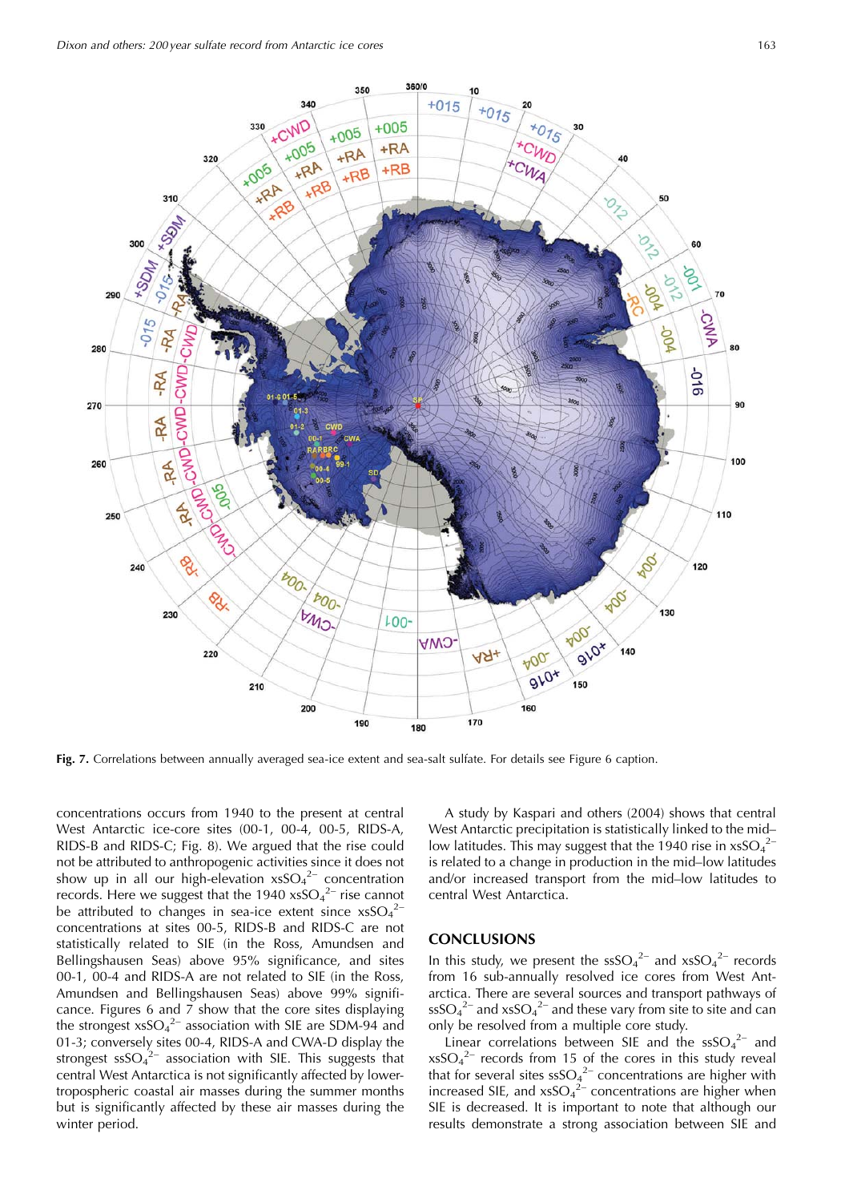**Fig. 7.** Correlations between annually averaged sea-ice extent and sea-salt sulfate. For details see Figure 6 caption.

concentrations occurs from 1940 to the present at central West Antarctic ice-core sites (00-1, 00-4, 00-5, RIDS-A, RIDS-B and RIDS-C; Fig. 8). We argued that the rise could not be attributed to anthropogenic activities since it does not show up in all our high-elevation $xsSO_4^{2-}$ concentration records. Here we suggest that the 1940 $xsSO_4^{2-}$ rise cannot be attributed to changes in sea-ice extent since $xsSO_4^{2-}$ concentrations at sites 00-5, RIDS-B and RIDS-C are not statistically related to SIE (in the Ross, Amundsen and Bellingshausen Seas) above 95% significance, and sites 00-1, 00-4 and RIDS-A are not related to SIE (in the Ross, Amundsen and Bellingshausen Seas) above 99% significance. Figures 6 and 7 show that the core sites displaying the strongest $xsSO_4^{2-}$ association with SIE are SDM-94 and 01-3; conversely sites 00-4, RIDS-A and CWA-D display the strongest $ssSO_4^{2-}$ association with SIE. This suggests that central West Antarctica is not significantly affected by lower-tropospheric coastal air masses during the summer months but is significantly affected by these air masses during the winter period.

A study by Kaspari and others (2004) shows that central West Antarctic precipitation is statistically linked to the mid–low latitudes. This may suggest that the 1940 rise in $xsSO_4^{2-}$ is related to a change in production in the mid–low latitudes and/or increased transport from the mid–low latitudes to central West Antarctica.

## CONCLUSIONS

In this study, we present the $ssSO_4^{2-}$ and $xsSO_4^{2-}$ records from 16 sub-annually resolved ice cores from West Antarctica. There are several sources and transport pathways of $ssSO_4^{2-}$ and $xsSO_4^{2-}$ and these vary from site to site and can only be resolved from a multiple core study.

Linear correlations between SIE and the $ssSO_4^{2-}$ and $xsSO_4^{2-}$ records from 15 of the cores in this study reveal that for several sites $ssSO_4^{2-}$ concentrations are higher with increased SIE, and $xsSO_4^{2-}$ concentrations are higher when SIE is decreased. It is important to note that although our results demonstrate a strong association between SIE and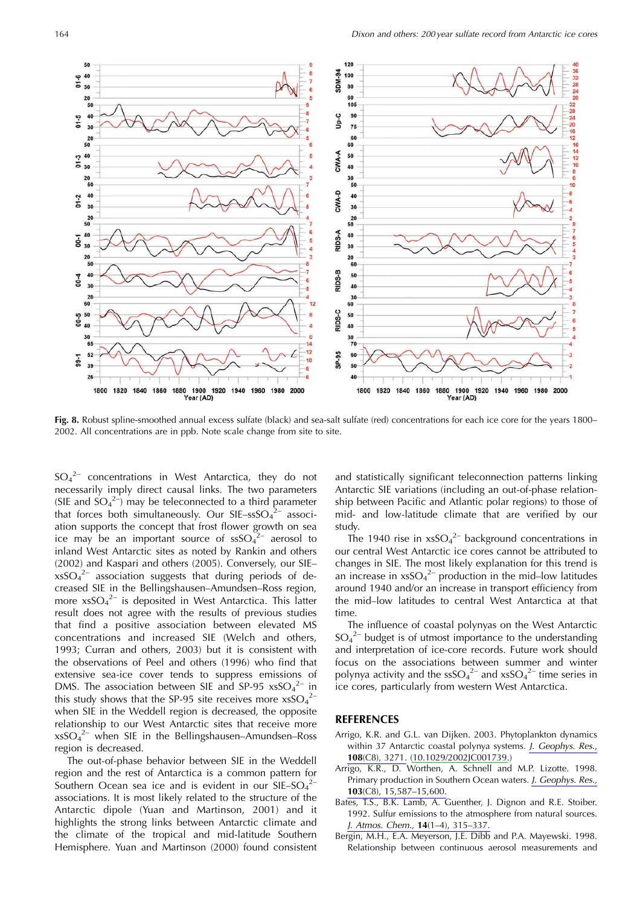**Fig. 8.** Robust spline-smoothed annual excess sulfate (black) and sea-salt sulfate (red) concentrations for each ice core for the years 1800–2002. All concentrations are in ppb. Note scale change from site to site.

$SO_4^{2-}$ concentrations in West Antarctica, they do not necessarily imply direct causal links. The two parameters (SIE and $SO_4^{2-}$) may be teleconnected to a third parameter that forces both simultaneously. Our SIE–ss$SO_4^{2-}$ association supports the concept that frost flower growth on sea ice may be an important source of ss$SO_4^{2-}$ aerosol to inland West Antarctic sites as noted by Rankin and others (2002) and Kaspari and others (2005). Conversely, our SIE–xs$SO_4^{2-}$ association suggests that during periods of decreased SIE in the Bellingshausen–Amundsen–Ross region, more xs$SO_4^{2-}$ is deposited in West Antarctica. This latter result does not agree with the results of previous studies that find a positive association between elevated MS concentrations and increased SIE (Welch and others, 1993; Curran and others, 2003) but it is consistent with the observations of Peel and others (1996) who find that extensive sea-ice cover tends to suppress emissions of DMS. The association between SIE and SP-95 xs$SO_4^{2-}$ in this study shows that the SP-95 site receives more xs$SO_4^{2-}$ when SIE in the Weddell region is decreased, the opposite relationship to our West Antarctic sites that receive more xs$SO_4^{2-}$ when SIE in the Bellingshausen–Amundsen–Ross region is decreased.

The out-of-phase behavior between SIE in the Weddell region and the rest of Antarctica is a common pattern for Southern Ocean sea ice and is evident in our SIE–$SO_4^{2-}$ associations. It is most likely related to the structure of the Antarctic dipole (Yuan and Martinson, 2001) and it highlights the strong links between Antarctic climate and the climate of the tropical and mid-latitude Southern Hemisphere. Yuan and Martinson (2000) found consistent and statistically significant teleconnection patterns linking Antarctic SIE variations (including an out-of-phase relationship between Pacific and Atlantic polar regions) to those of mid- and low-latitude climate that are verified by our study.

The 1940 rise in xs$SO_4^{2-}$ background concentrations in our central West Antarctic ice cores cannot be attributed to changes in SIE. The most likely explanation for this trend is an increase in xs$SO_4^{2-}$ production in the mid–low latitudes around 1940 and/or an increase in transport efficiency from the mid–low latitudes to central West Antarctica at that time.

The influence of coastal polynyas on the West Antarctic $SO_4^{2-}$ budget is of utmost importance to the understanding and interpretation of ice-core records. Future work should focus on the associations between summer and winter polynya activity and the ss$SO_4^{2-}$ and xs$SO_4^{2-}$ time series in ice cores, particularly from western West Antarctica.

## REFERENCES

Arrigo, K.R. and G.L. van Dijken. 2003. Phytoplankton dynamics within 37 Antarctic coastal polynya systems. *J. Geophys. Res.*, **108**(C8), 3271. (10.1029/2002JC001739.)

Arrigo, K.R., D. Worthen, A. Schnell and M.P. Lizotte. 1998. Primary production in Southern Ocean waters. *J. Geophys. Res.*, **103**(C8), 15,587–15,600.

Bates, T.S., B.K. Lamb, A. Guenther, J. Dignon and R.E. Stoiber. 1992. Sulfur emissions to the atmosphere from natural sources. *J. Atmos. Chem.*, **14**(1–4), 315–337.

Bergin, M.H., E.A. Meyerson, J.E. Dibb and P.A. Mayewski. 1998. Relationship between continuous aerosol measurements and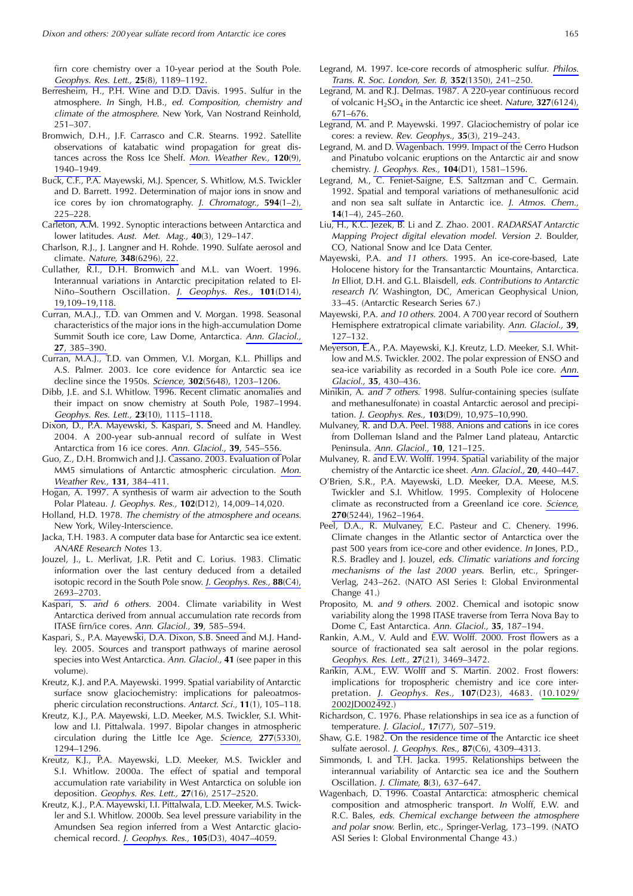firn core chemistry over a 10-year period at the South Pole. *Geophys. Res. Lett.,* **25**(8), 1189–1192.

Berresheim, H., P.H. Wine and D.D. Davis. 1995. Sulfur in the atmosphere. *In* Singh, H.B., *ed. Composition, chemistry and climate of the atmosphere.* New York, Van Nostrand Reinhold, 251–307.

Bromwich, D.H., J.F. Carrasco and C.R. Stearns. 1992. Satellite observations of katabatic wind propagation for great distances across the Ross Ice Shelf. *Mon. Weather Rev.,* **120**(9), 1940–1949.

Buck, C.F., P.A. Mayewski, M.J. Spencer, S. Whitlow, M.S. Twickler and D. Barrett. 1992. Determination of major ions in snow and ice cores by ion chromatography. *J. Chromatogr.,* **594**(1–2), 225–228.

Carleton, A.M. 1992. Synoptic interactions between Antarctica and lower latitudes. *Aust. Met. Mag.,* **40**(3), 129–147.

Charlson, R.J., J. Langner and H. Rohde. 1990. Sulfate aerosol and climate. *Nature,* **348**(6296), 22.

Cullather, R.I., D.H. Bromwich and M.L. van Woert. 1996. Interannual variations in Antarctic precipitation related to El Niño–Southern Oscillation. *J. Geophys. Res.,* **101**(D14), 19,109–19,118.

Curran, M.A.J., T.D. van Ommen and V. Morgan. 1998. Seasonal characteristics of the major ions in the high-accumulation Dome Summit South ice core, Law Dome, Antarctica. *Ann. Glaciol.,* **27**, 385–390.

Curran, M.A.J., T.D. van Ommen, V.I. Morgan, K.L. Phillips and A.S. Palmer. 2003. Ice core evidence for Antarctic sea ice decline since the 1950s. *Science,* **302**(5648), 1203–1206.

Dibb, J.E. and S.I. Whitlow. 1996. Recent climatic anomalies and their impact on snow chemistry at South Pole, 1987–1994. *Geophys. Res. Lett.,* **23**(10), 1115–1118.

Dixon, D., P.A. Mayewski, S. Kaspari, S. Sneed and M. Handley. 2004. A 200-year sub-annual record of sulfate in West Antarctica from 16 ice cores. *Ann. Glaciol.,* **39**, 545–556.

Guo, Z., D.H. Bromwich and J.J. Cassano. 2003. Evaluation of Polar MM5 simulations of Antarctic atmospheric circulation. *Mon. Weather Rev.,* **131**, 384–411.

Hogan, A. 1997. A synthesis of warm air advection to the South Polar Plateau. *J. Geophys. Res.,* **102**(D12), 14,009–14,020.

Holland, H.D. 1978. *The chemistry of the atmosphere and oceans.* New York, Wiley-Interscience.

Jacka, T.H. 1983. A computer data base for Antarctic sea ice extent. *ANARE Research Notes* 13.

Jouzel, J., L. Merlivat, J.R. Petit and C. Lorius. 1983. Climatic information over the last century deduced from a detailed isotopic record in the South Pole snow. *J. Geophys. Res.,* **88**(C4), 2693–2703.

Kaspari, S. *and 6 others.* 2004. Climate variability in West Antarctica derived from annual accumulation rate records from ITASE firn/ice cores. *Ann. Glaciol.,* **39**, 585–594.

Kaspari, S., P.A. Mayewski, D.A. Dixon, S.B. Sneed and M.J. Handley. 2005. Sources and transport pathways of marine aerosol species into West Antarctica. *Ann. Glaciol.,* **41** (see paper in this volume).

Kreutz, K.J. and P.A. Mayewski. 1999. Spatial variability of Antarctic surface snow glaciochemistry: implications for paleoatmospheric circulation reconstructions. *Antarct. Sci.,* **11**(1), 105–118.

Kreutz, K.J., P.A. Mayewski, L.D. Meeker, M.S. Twickler, S.I. Whitlow and I.I. Pittalwala. 1997. Bipolar changes in atmospheric circulation during the Little Ice Age. *Science,* **277**(5330), 1294–1296.

Kreutz, K.J., P.A. Mayewski, L.D. Meeker, M.S. Twickler and S.I. Whitlow. 2000a. The effect of spatial and temporal accumulation rate variability in West Antarctica on soluble ion deposition. *Geophys. Res. Lett.,* **27**(16), 2517–2520.

Kreutz, K.J., P.A. Mayewski, I.I. Pittalwala, L.D. Meeker, M.S. Twickler and S.I. Whitlow. 2000b. Sea level pressure variability in the Amundsen Sea region inferred from a West Antarctic glaciochemical record. *J. Geophys. Res.,* **105**(D3), 4047–4059.

Legrand, M. 1997. Ice-core records of atmospheric sulfur. *Philos. Trans. R. Soc. London, Ser. B,* **352**(1350), 241–250.

Legrand, M. and R.J. Delmas. 1987. A 220-year continuous record of volcanic $H_2SO_4$ in the Antarctic ice sheet. *Nature,* **327**(6124), 671–676.

Legrand, M. and P. Mayewski. 1997. Glaciochemistry of polar ice cores: a review. *Rev. Geophys.,* **35**(3), 219–243.

Legrand, M. and D. Wagenbach. 1999. Impact of the Cerro Hudson and Pinatubo volcanic eruptions on the Antarctic air and snow chemistry. *J. Geophys. Res.,* **104**(D1), 1581–1596.

Legrand, M., C. Feniet-Saigne, E.S. Saltzman and C. Germain. 1992. Spatial and temporal variations of methanesulfonic acid and non sea salt sulfate in Antarctic ice. *J. Atmos. Chem.,* **14**(1–4), 245–260.

Liu, H., K.C. Jezek, B. Li and Z. Zhao. 2001. *RADARSAT Antarctic Mapping Project digital elevation model. Version 2.* Boulder, CO, National Snow and Ice Data Center.

Mayewski, P.A. *and 11 others.* 1995. An ice-core-based, Late Holocene history for the Transantarctic Mountains, Antarctica. *In* Elliot, D.H. and G.L. Blaisdell, *eds. Contributions to Antarctic research IV.* Washington, DC, American Geophysical Union, 33–45. (Antarctic Research Series 67.)

Mayewski, P.A. *and 10 others.* 2004. A 700 year record of Southern Hemisphere extratropical climate variability. *Ann. Glaciol.,* **39**, 127–132.

Meyerson, E.A., P.A. Mayewski, K.J. Kreutz, L.D. Meeker, S.I. Whitlow and M.S. Twickler. 2002. The polar expression of ENSO and sea-ice variability as recorded in a South Pole ice core. *Ann. Glaciol.,* **35**, 430–436.

Minikin, A. *and 7 others.* 1998. Sulfur-containing species (sulfate and methanesulfonate) in coastal Antarctic aerosol and precipitation. *J. Geophys. Res.,* **103**(D9), 10,975–10,990.

Mulvaney, R. and D.A. Peel. 1988. Anions and cations in ice cores from Dolleman Island and the Palmer Land plateau, Antarctic Peninsula. *Ann. Glaciol.,* **10**, 121–125.

Mulvaney, R. and E.W. Wolff. 1994. Spatial variability of the major chemistry of the Antarctic ice sheet. *Ann. Glaciol.,* **20**, 440–447.

O'Brien, S.R., P.A. Mayewski, L.D. Meeker, D.A. Meese, M.S. Twickler and S.I. Whitlow. 1995. Complexity of Holocene climate as reconstructed from a Greenland ice core. *Science,* **270**(5244), 1962–1964.

Peel, D.A., R. Mulvaney, E.C. Pasteur and C. Chenery. 1996. Climate changes in the Atlantic sector of Antarctica over the past 500 years from ice-core and other evidence. *In* Jones, P.D., R.S. Bradley and J. Jouzel, *eds. Climatic variations and forcing mechanisms of the last 2000 years.* Berlin, etc., Springer-Verlag, 243–262. (NATO ASI Series I: Global Environmental Change 41.)

Proposito, M. *and 9 others.* 2002. Chemical and isotopic snow variability along the 1998 ITASE traverse from Terra Nova Bay to Dome C, East Antarctica. *Ann. Glaciol.,* **35**, 187–194.

Rankin, A.M., V. Auld and E.W. Wolff. 2000. Frost flowers as a source of fractionated sea salt aerosol in the polar regions. *Geophys. Res. Lett.,* **27**(21), 3469–3472.

Rankin, A.M., E.W. Wolff and S. Martin. 2002. Frost flowers: implications for tropospheric chemistry and ice core interpretation. *J. Geophys. Res.,* **107**(D23), 4683. (10.1029/2002JD002492.)

Richardson, C. 1976. Phase relationships in sea ice as a function of temperature. *J. Glaciol.,* **17**(77), 507–519.

Shaw, G.E. 1982. On the residence time of the Antarctic ice sheet sulfate aerosol. *J. Geophys. Res.,* **87**(C6), 4309–4313.

Simmonds, I. and T.H. Jacka. 1995. Relationships between the interannual variability of Antarctic sea ice and the Southern Oscillation. *J. Climate,* **8**(3), 637–647.

Wagenbach, D. 1996. Coastal Antarctica: atmospheric chemical composition and atmospheric transport. *In* Wolff, E.W. and R.C. Bales, *eds. Chemical exchange between the atmosphere and polar snow.* Berlin, etc., Springer-Verlag, 173–199. (NATO ASI Series I: Global Environmental Change 43.)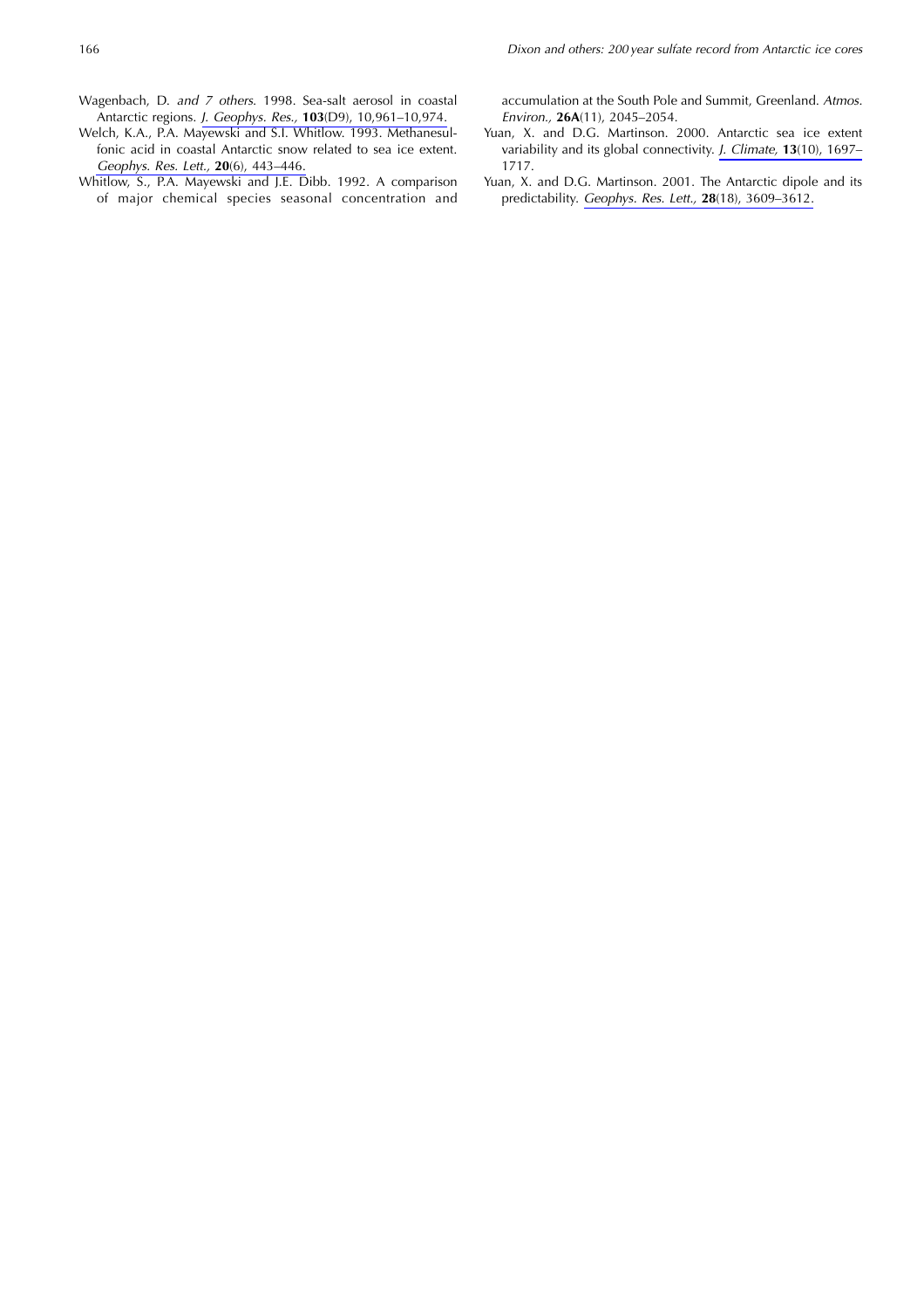Wagenbach, D. *and 7 others*. 1998. Sea-salt aerosol in coastal Antarctic regions. *J. Geophys. Res.*, **103**(D9), 10,961–10,974.

Welch, K.A., P.A. Mayewski and S.I. Whitlow. 1993. Methanesulfonic acid in coastal Antarctic snow related to sea ice extent. *Geophys. Res. Lett.*, **20**(6), 443–446.

Whitlow, S., P.A. Mayewski and J.E. Dibb. 1992. A comparison of major chemical species seasonal concentration and accumulation at the South Pole and Summit, Greenland. *Atmos. Environ.*, **26A**(11), 2045–2054.

Yuan, X. and D.G. Martinson. 2000. Antarctic sea ice extent variability and its global connectivity. *J. Climate*, **13**(10), 1697–1717.

Yuan, X. and D.G. Martinson. 2001. The Antarctic dipole and its predictability. *Geophys. Res. Lett.*, **28**(18), 3609–3612.